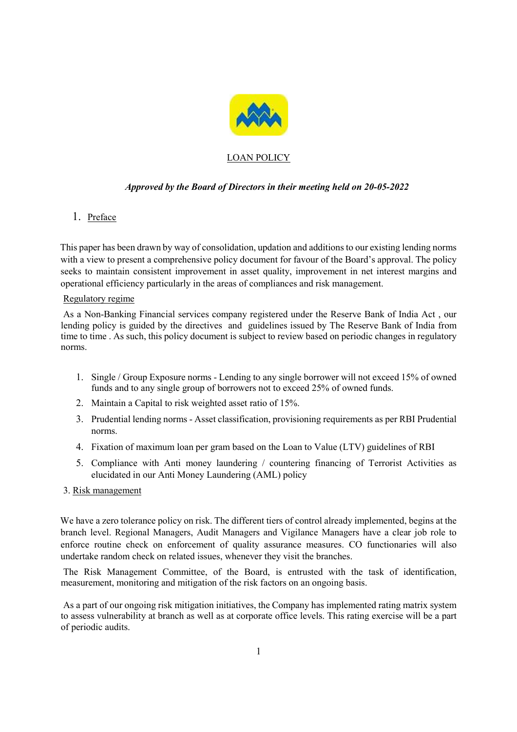# LOAN POLICY

*Approved by the Board of Directors in their meeting held on 20-05-2022*

## 1. Preface

This paper has been drawn by way of consolidation, updation and additions to our existing lending norms with a view to present a comprehensive policy document for favour of the Board's approval. The policy seeks to maintain consistent improvement in asset quality, improvement in net interest margins and operational efficiency particularly in the areas of compliances and risk management.

### Regulatory regime

As a Non-Banking Financial services company registered under the Reserve Bank of India Act , our lending policy is guided by the directives and guidelines issued by The Reserve Bank of India from time to time . As such, this policy document is subject to review based on periodic changes in regulatory norms.

1. Single / Group Exposure norms - Lending to any single borrower will not exceed 15% of owned funds and to any single group of borrowers not to exceed 25% of owned funds.
2. Maintain a Capital to risk weighted asset ratio of 15%.
3. Prudential lending norms - Asset classification, provisioning requirements as per RBI Prudential norms.
4. Fixation of maximum loan per gram based on the Loan to Value (LTV) guidelines of RBI
5. Compliance with Anti money laundering / countering financing of Terrorist Activities as elucidated in our Anti Money Laundering (AML) policy

## 3. Risk management

We have a zero tolerance policy on risk. The different tiers of control already implemented, begins at the branch level. Regional Managers, Audit Managers and Vigilance Managers have a clear job role to enforce routine check on enforcement of quality assurance measures. CO functionaries will also undertake random check on related issues, whenever they visit the branches.

The Risk Management Committee, of the Board, is entrusted with the task of identification, measurement, monitoring and mitigation of the risk factors on an ongoing basis.

As a part of our ongoing risk mitigation initiatives, the Company has implemented rating matrix system to assess vulnerability at branch as well as at corporate office levels. This rating exercise will be a part of periodic audits.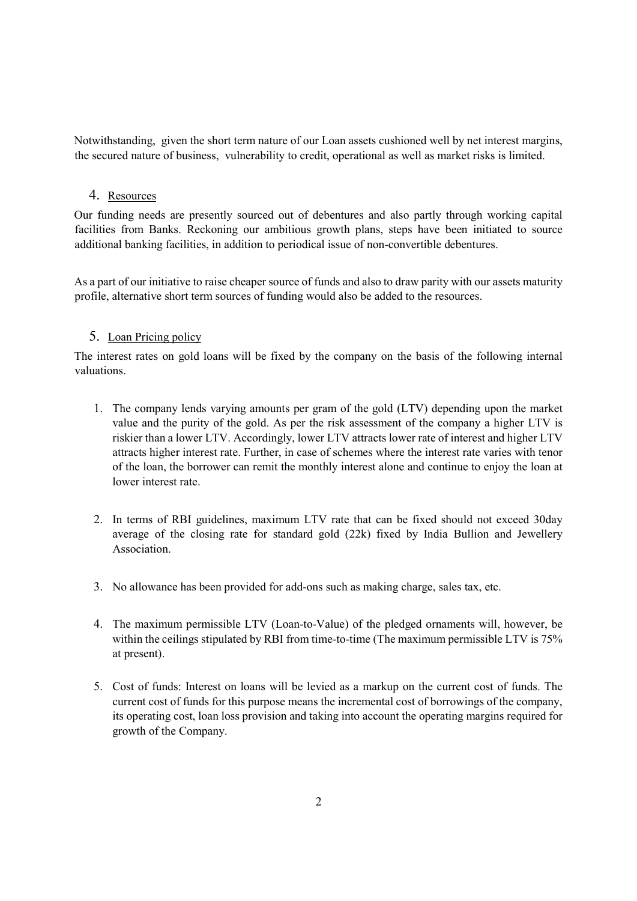Notwithstanding, given the short term nature of our Loan assets cushioned well by net interest margins, the secured nature of business, vulnerability to credit, operational as well as market risks is limited.

## 4. Resources

Our funding needs are presently sourced out of debentures and also partly through working capital facilities from Banks. Reckoning our ambitious growth plans, steps have been initiated to source additional banking facilities, in addition to periodical issue of non-convertible debentures.

As a part of our initiative to raise cheaper source of funds and also to draw parity with our assets maturity profile, alternative short term sources of funding would also be added to the resources.

## 5. Loan Pricing policy

The interest rates on gold loans will be fixed by the company on the basis of the following internal valuations.

1. The company lends varying amounts per gram of the gold (LTV) depending upon the market value and the purity of the gold. As per the risk assessment of the company a higher LTV is riskier than a lower LTV. Accordingly, lower LTV attracts lower rate of interest and higher LTV attracts higher interest rate. Further, in case of schemes where the interest rate varies with tenor of the loan, the borrower can remit the monthly interest alone and continue to enjoy the loan at lower interest rate.

2. In terms of RBI guidelines, maximum LTV rate that can be fixed should not exceed 30day average of the closing rate for standard gold (22k) fixed by India Bullion and Jewellery Association.

3. No allowance has been provided for add-ons such as making charge, sales tax, etc.

4. The maximum permissible LTV (Loan-to-Value) of the pledged ornaments will, however, be within the ceilings stipulated by RBI from time-to-time (The maximum permissible LTV is 75% at present).

5. Cost of funds: Interest on loans will be levied as a markup on the current cost of funds. The current cost of funds for this purpose means the incremental cost of borrowings of the company, its operating cost, loan loss provision and taking into account the operating margins required for growth of the Company.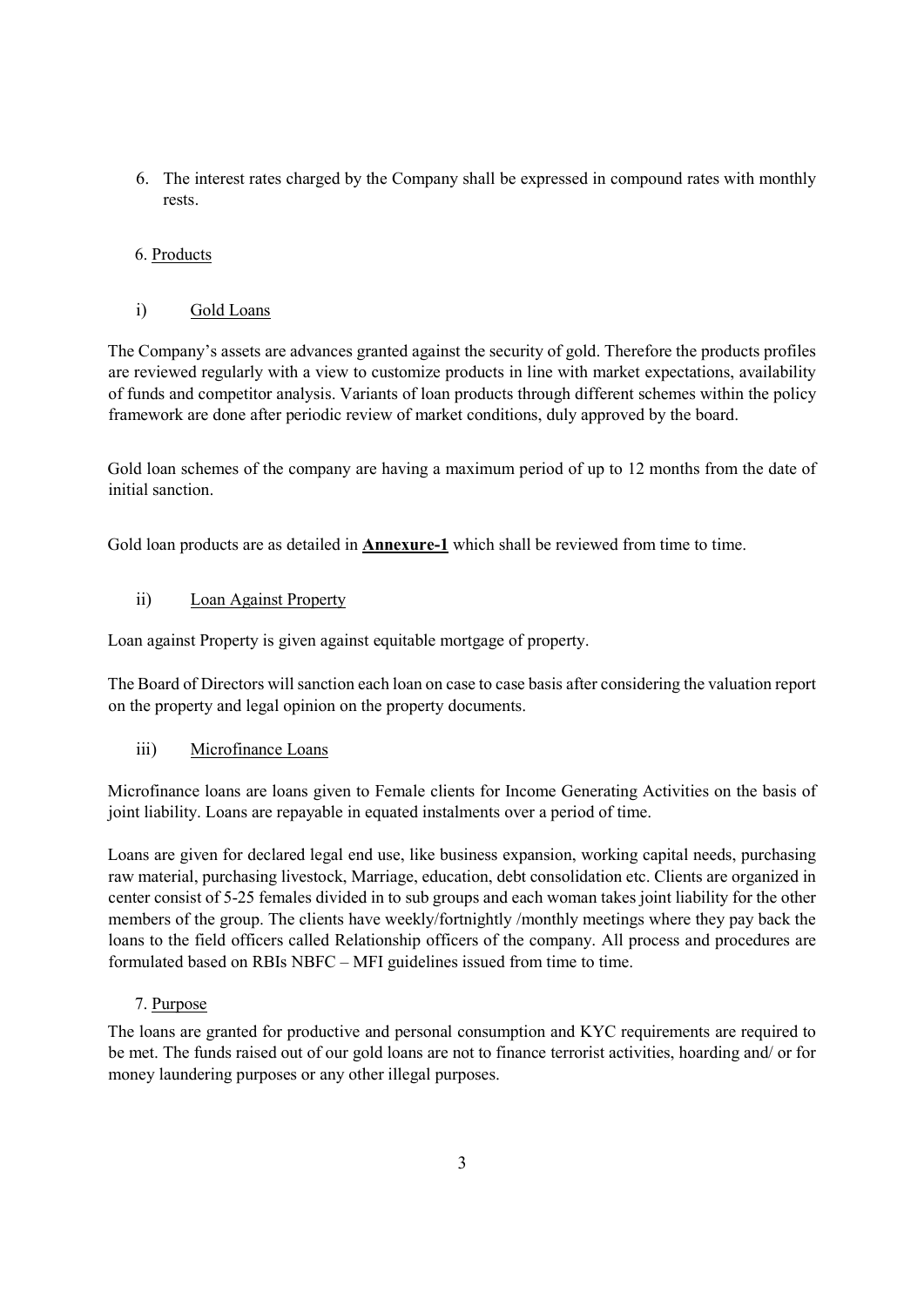6. The interest rates charged by the Company shall be expressed in compound rates with monthly rests.

6. Products

i) Gold Loans

The Company's assets are advances granted against the security of gold. Therefore the products profiles are reviewed regularly with a view to customize products in line with market expectations, availability of funds and competitor analysis. Variants of loan products through different schemes within the policy framework are done after periodic review of market conditions, duly approved by the board.

Gold loan schemes of the company are having a maximum period of up to 12 months from the date of initial sanction.

Gold loan products are as detailed in **Annexure-1** which shall be reviewed from time to time.

ii) Loan Against Property

Loan against Property is given against equitable mortgage of property.

The Board of Directors will sanction each loan on case to case basis after considering the valuation report on the property and legal opinion on the property documents.

iii) Microfinance Loans

Microfinance loans are loans given to Female clients for Income Generating Activities on the basis of joint liability. Loans are repayable in equated instalments over a period of time.

Loans are given for declared legal end use, like business expansion, working capital needs, purchasing raw material, purchasing livestock, Marriage, education, debt consolidation etc. Clients are organized in center consist of 5-25 females divided in to sub groups and each woman takes joint liability for the other members of the group. The clients have weekly/fortnightly /monthly meetings where they pay back the loans to the field officers called Relationship officers of the company. All process and procedures are formulated based on RBIs NBFC – MFI guidelines issued from time to time.

7. Purpose

The loans are granted for productive and personal consumption and KYC requirements are required to be met. The funds raised out of our gold loans are not to finance terrorist activities, hoarding and/ or for money laundering purposes or any other illegal purposes.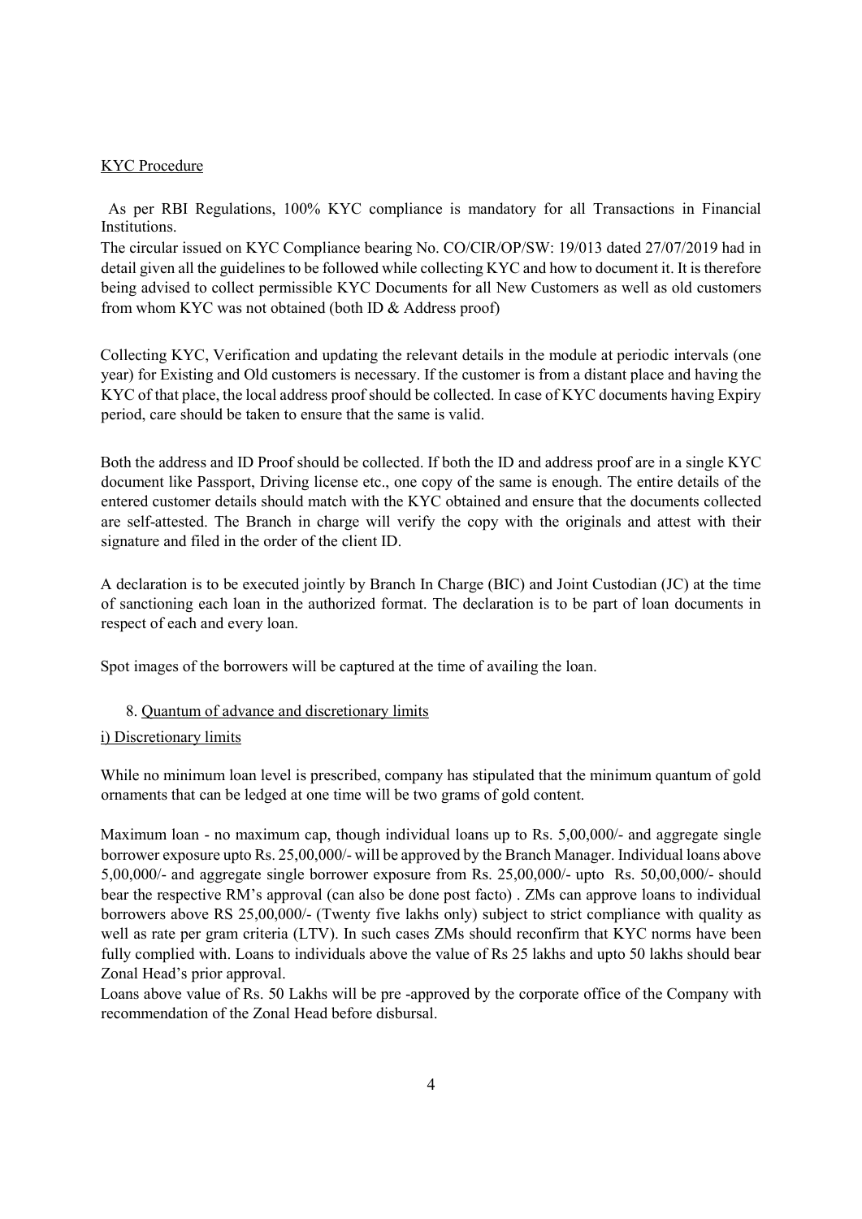## KYC Procedure

As per RBI Regulations, 100% KYC compliance is mandatory for all Transactions in Financial Institutions.

The circular issued on KYC Compliance bearing No. CO/CIR/OP/SW: 19/013 dated 27/07/2019 had in detail given all the guidelines to be followed while collecting KYC and how to document it. It is therefore being advised to collect permissible KYC Documents for all New Customers as well as old customers from whom KYC was not obtained (both ID & Address proof)

Collecting KYC, Verification and updating the relevant details in the module at periodic intervals (one year) for Existing and Old customers is necessary. If the customer is from a distant place and having the KYC of that place, the local address proof should be collected. In case of KYC documents having Expiry period, care should be taken to ensure that the same is valid.

Both the address and ID Proof should be collected. If both the ID and address proof are in a single KYC document like Passport, Driving license etc., one copy of the same is enough. The entire details of the entered customer details should match with the KYC obtained and ensure that the documents collected are self-attested. The Branch in charge will verify the copy with the originals and attest with their signature and filed in the order of the client ID.

A declaration is to be executed jointly by Branch In Charge (BIC) and Joint Custodian (JC) at the time of sanctioning each loan in the authorized format. The declaration is to be part of loan documents in respect of each and every loan.

Spot images of the borrowers will be captured at the time of availing the loan.

## 8. Quantum of advance and discretionary limits

### i) Discretionary limits

While no minimum loan level is prescribed, company has stipulated that the minimum quantum of gold ornaments that can be ledged at one time will be two grams of gold content.

Maximum loan - no maximum cap, though individual loans up to Rs. 5,00,000/- and aggregate single borrower exposure upto Rs. 25,00,000/- will be approved by the Branch Manager. Individual loans above 5,00,000/- and aggregate single borrower exposure from Rs. 25,00,000/- upto Rs. 50,00,000/- should bear the respective RM's approval (can also be done post facto) . ZMs can approve loans to individual borrowers above RS 25,00,000/- (Twenty five lakhs only) subject to strict compliance with quality as well as rate per gram criteria (LTV). In such cases ZMs should reconfirm that KYC norms have been fully complied with. Loans to individuals above the value of Rs 25 lakhs and upto 50 lakhs should bear Zonal Head's prior approval.

Loans above value of Rs. 50 Lakhs will be pre -approved by the corporate office of the Company with recommendation of the Zonal Head before disbursal.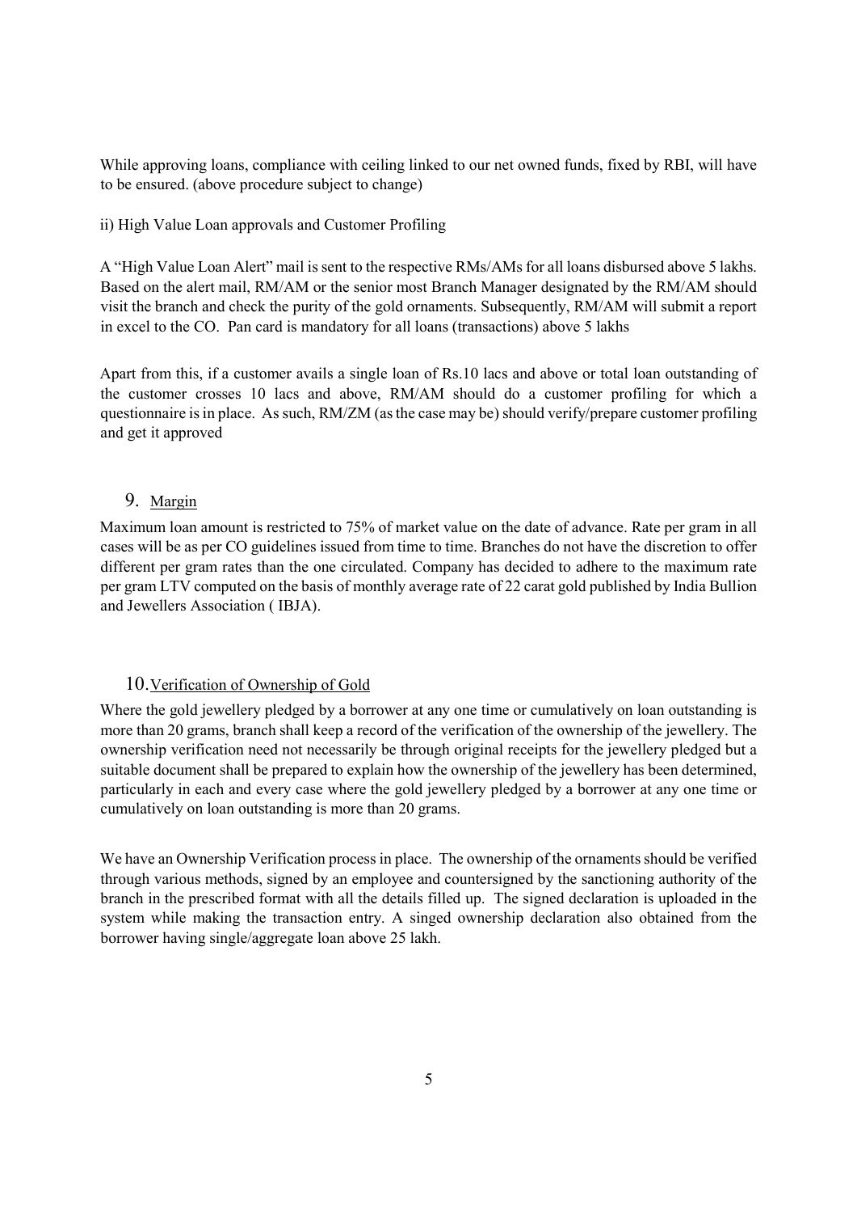While approving loans, compliance with ceiling linked to our net owned funds, fixed by RBI, will have to be ensured. (above procedure subject to change)

ii) High Value Loan approvals and Customer Profiling

A "High Value Loan Alert" mail is sent to the respective RMs/AMs for all loans disbursed above 5 lakhs. Based on the alert mail, RM/AM or the senior most Branch Manager designated by the RM/AM should visit the branch and check the purity of the gold ornaments. Subsequently, RM/AM will submit a report in excel to the CO. Pan card is mandatory for all loans (transactions) above 5 lakhs

Apart from this, if a customer avails a single loan of Rs.10 lacs and above or total loan outstanding of the customer crosses 10 lacs and above, RM/AM should do a customer profiling for which a questionnaire is in place. As such, RM/ZM (as the case may be) should verify/prepare customer profiling and get it approved

## 9. Margin

Maximum loan amount is restricted to 75% of market value on the date of advance. Rate per gram in all cases will be as per CO guidelines issued from time to time. Branches do not have the discretion to offer different per gram rates than the one circulated. Company has decided to adhere to the maximum rate per gram LTV computed on the basis of monthly average rate of 22 carat gold published by India Bullion and Jewellers Association ( IBJA).

## 10. Verification of Ownership of Gold

Where the gold jewellery pledged by a borrower at any one time or cumulatively on loan outstanding is more than 20 grams, branch shall keep a record of the verification of the ownership of the jewellery. The ownership verification need not necessarily be through original receipts for the jewellery pledged but a suitable document shall be prepared to explain how the ownership of the jewellery has been determined, particularly in each and every case where the gold jewellery pledged by a borrower at any one time or cumulatively on loan outstanding is more than 20 grams.

We have an Ownership Verification process in place. The ownership of the ornaments should be verified through various methods, signed by an employee and countersigned by the sanctioning authority of the branch in the prescribed format with all the details filled up. The signed declaration is uploaded in the system while making the transaction entry. A singed ownership declaration also obtained from the borrower having single/aggregate loan above 25 lakh.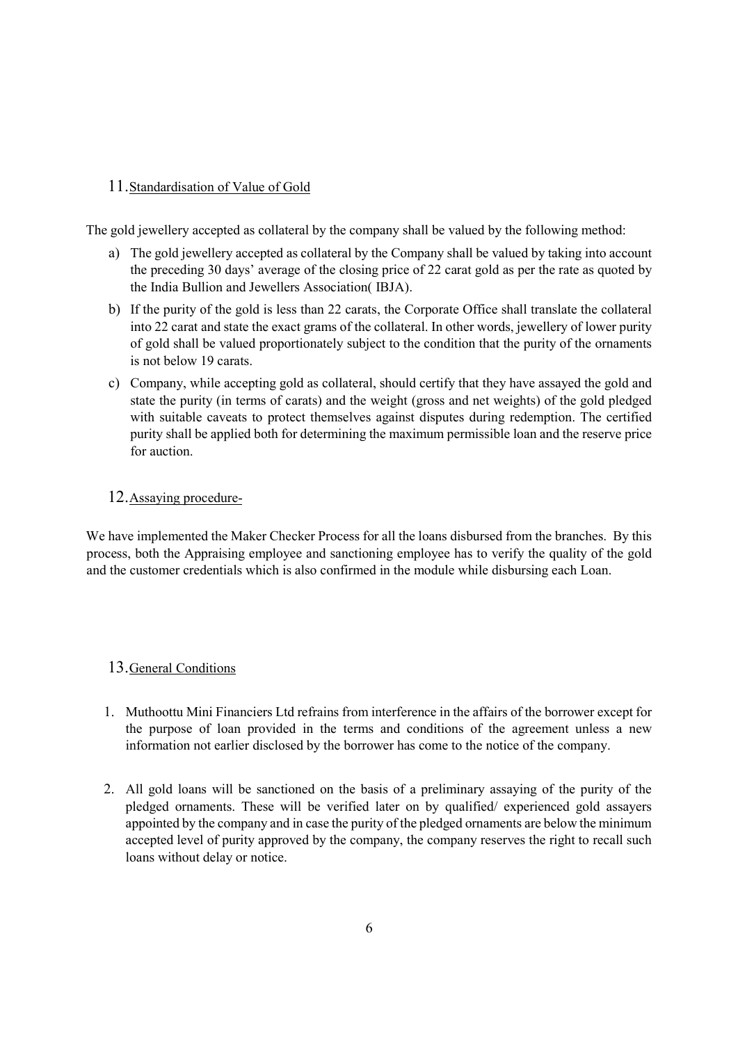## 11. Standardisation of Value of Gold

The gold jewellery accepted as collateral by the company shall be valued by the following method:

a) The gold jewellery accepted as collateral by the Company shall be valued by taking into account the preceding 30 days' average of the closing price of 22 carat gold as per the rate as quoted by the India Bullion and Jewellers Association( IBJA).

b) If the purity of the gold is less than 22 carats, the Corporate Office shall translate the collateral into 22 carat and state the exact grams of the collateral. In other words, jewellery of lower purity of gold shall be valued proportionately subject to the condition that the purity of the ornaments is not below 19 carats.

c) Company, while accepting gold as collateral, should certify that they have assayed the gold and state the purity (in terms of carats) and the weight (gross and net weights) of the gold pledged with suitable caveats to protect themselves against disputes during redemption. The certified purity shall be applied both for determining the maximum permissible loan and the reserve price for auction.

## 12. Assaying procedure-

We have implemented the Maker Checker Process for all the loans disbursed from the branches. By this process, both the Appraising employee and sanctioning employee has to verify the quality of the gold and the customer credentials which is also confirmed in the module while disbursing each Loan.

## 13. General Conditions

1. Muthoottu Mini Financiers Ltd refrains from interference in the affairs of the borrower except for the purpose of loan provided in the terms and conditions of the agreement unless a new information not earlier disclosed by the borrower has come to the notice of the company.

2. All gold loans will be sanctioned on the basis of a preliminary assaying of the purity of the pledged ornaments. These will be verified later on by qualified/ experienced gold assayers appointed by the company and in case the purity of the pledged ornaments are below the minimum accepted level of purity approved by the company, the company reserves the right to recall such loans without delay or notice.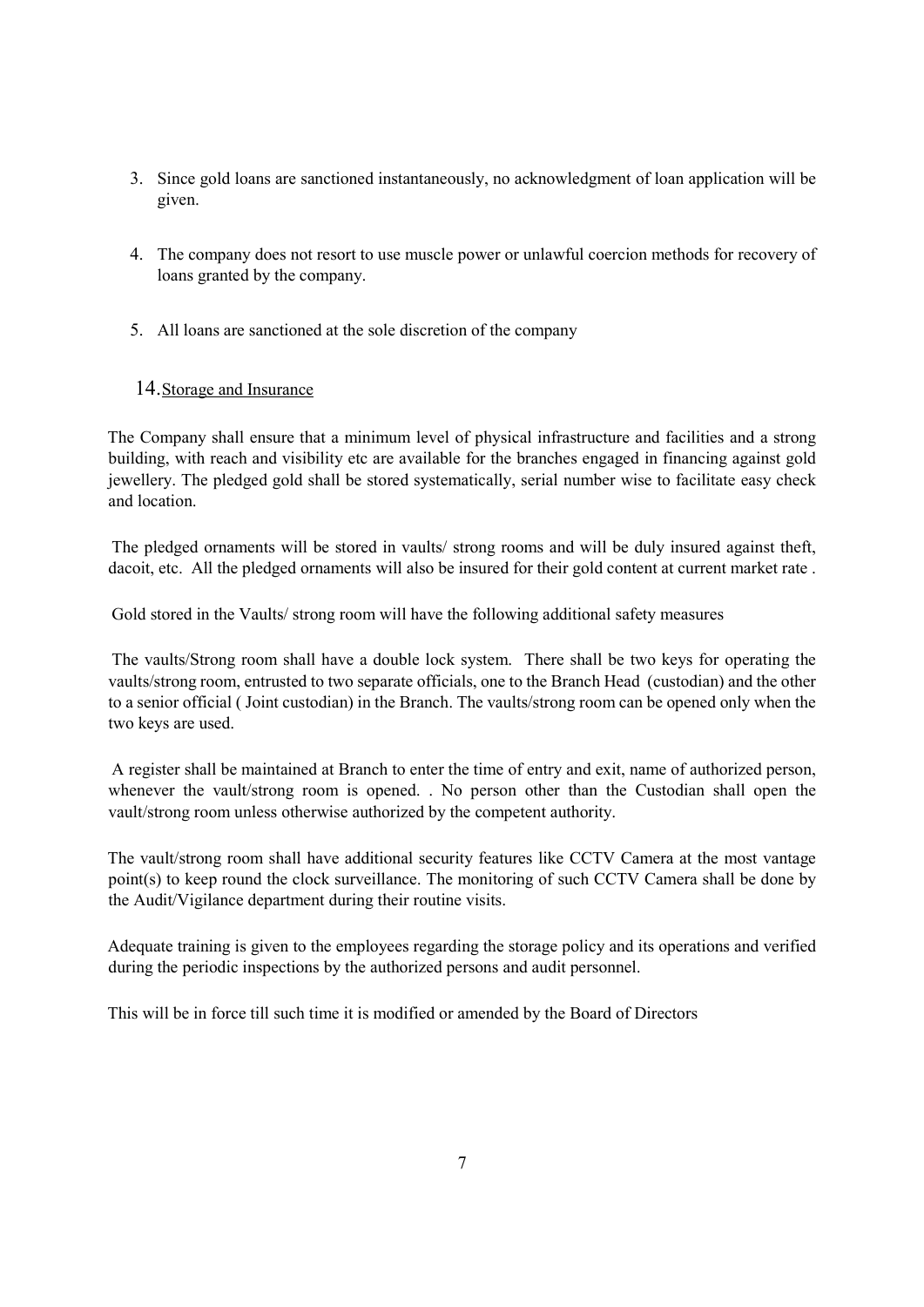3. Since gold loans are sanctioned instantaneously, no acknowledgment of loan application will be given.

4. The company does not resort to use muscle power or unlawful coercion methods for recovery of loans granted by the company.

5. All loans are sanctioned at the sole discretion of the company

## 14. Storage and Insurance

The Company shall ensure that a minimum level of physical infrastructure and facilities and a strong building, with reach and visibility etc are available for the branches engaged in financing against gold jewellery. The pledged gold shall be stored systematically, serial number wise to facilitate easy check and location.

The pledged ornaments will be stored in vaults/ strong rooms and will be duly insured against theft, dacoit, etc. All the pledged ornaments will also be insured for their gold content at current market rate .

Gold stored in the Vaults/ strong room will have the following additional safety measures

The vaults/Strong room shall have a double lock system. There shall be two keys for operating the vaults/strong room, entrusted to two separate officials, one to the Branch Head (custodian) and the other to a senior official ( Joint custodian) in the Branch. The vaults/strong room can be opened only when the two keys are used.

A register shall be maintained at Branch to enter the time of entry and exit, name of authorized person, whenever the vault/strong room is opened. . No person other than the Custodian shall open the vault/strong room unless otherwise authorized by the competent authority.

The vault/strong room shall have additional security features like CCTV Camera at the most vantage point(s) to keep round the clock surveillance. The monitoring of such CCTV Camera shall be done by the Audit/Vigilance department during their routine visits.

Adequate training is given to the employees regarding the storage policy and its operations and verified during the periodic inspections by the authorized persons and audit personnel.

This will be in force till such time it is modified or amended by the Board of Directors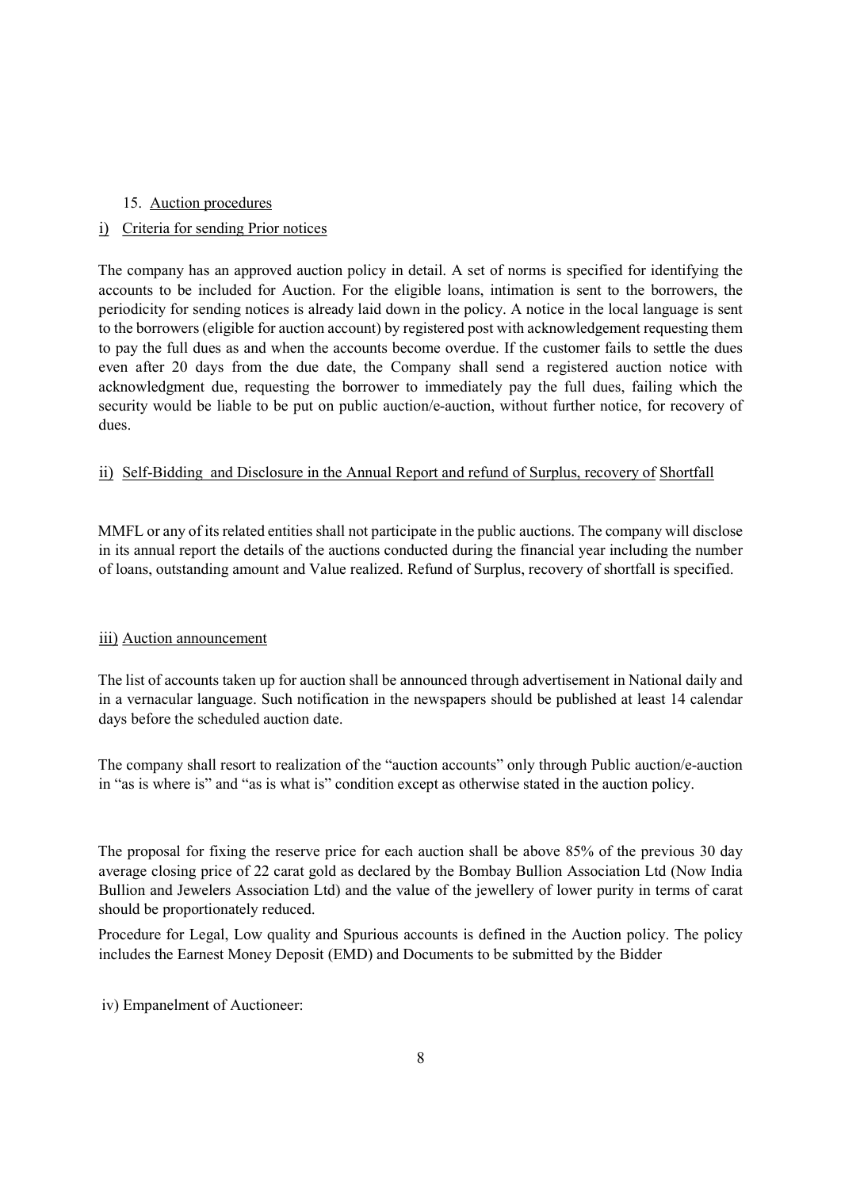15. Auction procedures

i) Criteria for sending Prior notices

The company has an approved auction policy in detail. A set of norms is specified for identifying the accounts to be included for Auction. For the eligible loans, intimation is sent to the borrowers, the periodicity for sending notices is already laid down in the policy. A notice in the local language is sent to the borrowers (eligible for auction account) by registered post with acknowledgement requesting them to pay the full dues as and when the accounts become overdue. If the customer fails to settle the dues even after 20 days from the due date, the Company shall send a registered auction notice with acknowledgment due, requesting the borrower to immediately pay the full dues, failing which the security would be liable to be put on public auction/e-auction, without further notice, for recovery of dues.

ii) Self-Bidding and Disclosure in the Annual Report and refund of Surplus, recovery of Shortfall

MMFL or any of its related entities shall not participate in the public auctions. The company will disclose in its annual report the details of the auctions conducted during the financial year including the number of loans, outstanding amount and Value realized. Refund of Surplus, recovery of shortfall is specified.

iii) Auction announcement

The list of accounts taken up for auction shall be announced through advertisement in National daily and in a vernacular language. Such notification in the newspapers should be published at least 14 calendar days before the scheduled auction date.

The company shall resort to realization of the "auction accounts" only through Public auction/e-auction in "as is where is" and "as is what is" condition except as otherwise stated in the auction policy.

The proposal for fixing the reserve price for each auction shall be above 85% of the previous 30 day average closing price of 22 carat gold as declared by the Bombay Bullion Association Ltd (Now India Bullion and Jewelers Association Ltd) and the value of the jewellery of lower purity in terms of carat should be proportionately reduced.

Procedure for Legal, Low quality and Spurious accounts is defined in the Auction policy. The policy includes the Earnest Money Deposit (EMD) and Documents to be submitted by the Bidder

iv) Empanelment of Auctioneer: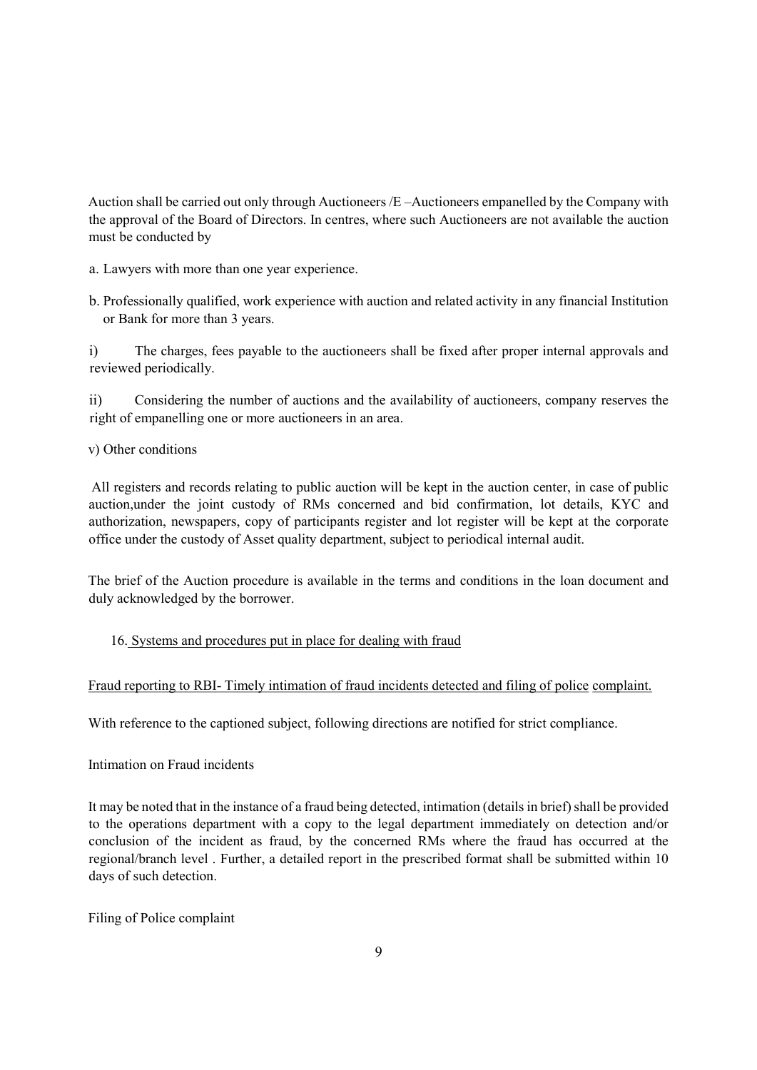Auction shall be carried out only through Auctioneers /E –Auctioneers empanelled by the Company with the approval of the Board of Directors. In centres, where such Auctioneers are not available the auction must be conducted by

a. Lawyers with more than one year experience.

b. Professionally qualified, work experience with auction and related activity in any financial Institution or Bank for more than 3 years.

i) The charges, fees payable to the auctioneers shall be fixed after proper internal approvals and reviewed periodically.

ii) Considering the number of auctions and the availability of auctioneers, company reserves the right of empanelling one or more auctioneers in an area.

v) Other conditions

All registers and records relating to public auction will be kept in the auction center, in case of public auction,under the joint custody of RMs concerned and bid confirmation, lot details, KYC and authorization, newspapers, copy of participants register and lot register will be kept at the corporate office under the custody of Asset quality department, subject to periodical internal audit.

The brief of the Auction procedure is available in the terms and conditions in the loan document and duly acknowledged by the borrower.

16. Systems and procedures put in place for dealing with fraud

Fraud reporting to RBI- Timely intimation of fraud incidents detected and filing of police complaint.

With reference to the captioned subject, following directions are notified for strict compliance.

Intimation on Fraud incidents

It may be noted that in the instance of a fraud being detected, intimation (details in brief) shall be provided to the operations department with a copy to the legal department immediately on detection and/or conclusion of the incident as fraud, by the concerned RMs where the fraud has occurred at the regional/branch level . Further, a detailed report in the prescribed format shall be submitted within 10 days of such detection.

Filing of Police complaint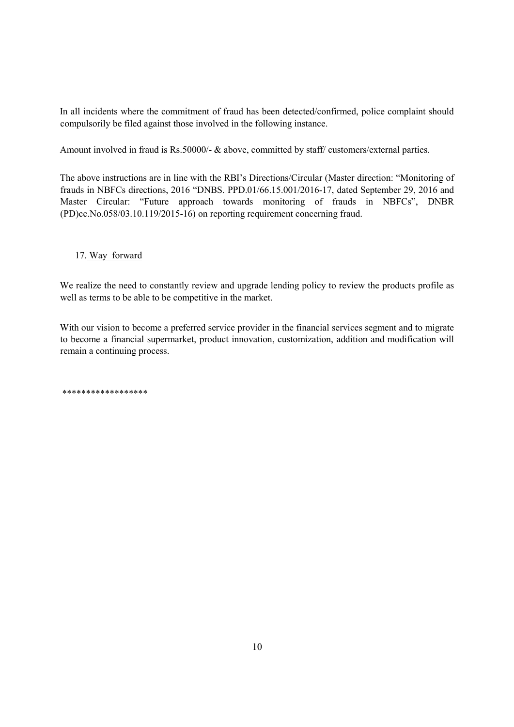In all incidents where the commitment of fraud has been detected/confirmed, police complaint should compulsorily be filed against those involved in the following instance.

Amount involved in fraud is Rs.50000/- & above, committed by staff/ customers/external parties.

The above instructions are in line with the RBI's Directions/Circular (Master direction: "Monitoring of frauds in NBFCs directions, 2016 "DNBS. PPD.01/66.15.001/2016-17, dated September 29, 2016 and Master Circular: "Future approach towards monitoring of frauds in NBFCs", DNBR (PD)cc.No.058/03.10.119/2015-16) on reporting requirement concerning fraud.

## 17. Way forward

We realize the need to constantly review and upgrade lending policy to review the products profile as well as terms to be able to be competitive in the market.

With our vision to become a preferred service provider in the financial services segment and to migrate to become a financial supermarket, product innovation, customization, addition and modification will remain a continuing process.

******************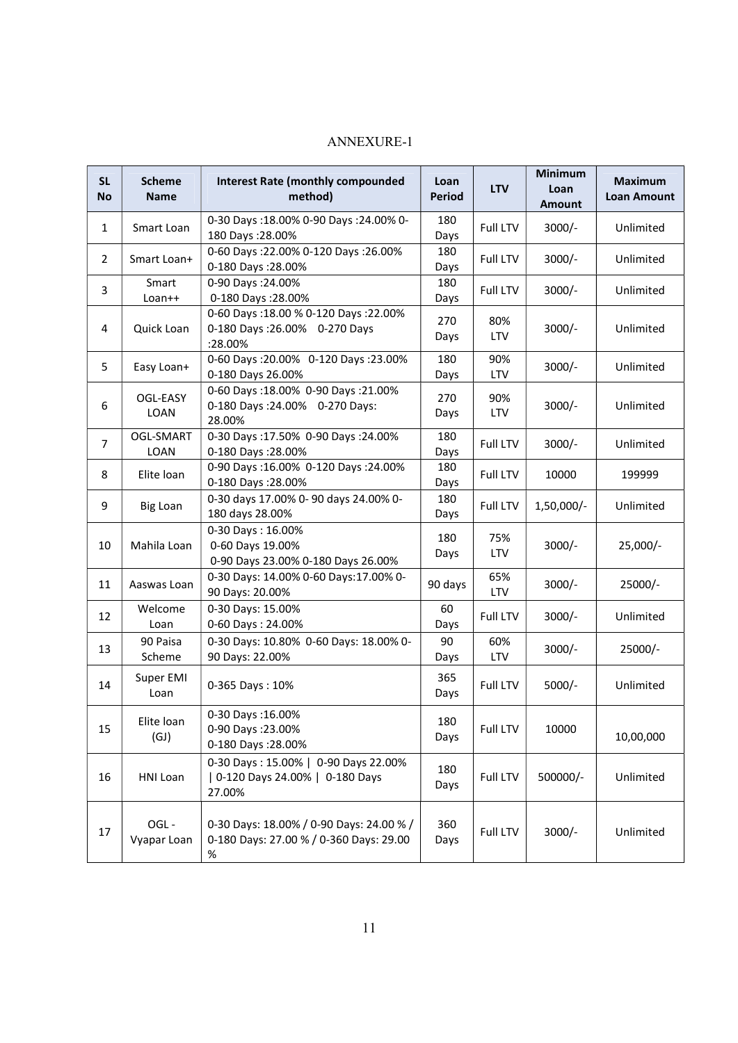ANNEXURE-1

| SL No | Scheme Name | Interest Rate (monthly compounded method) | Loan Period | LTV | Minimum Loan Amount | Maximum Loan Amount |
|---|---|---|---|---|---|---|
| 1 | Smart Loan | 0-30 Days :18.00% 0-90 Days :24.00% 0-180 Days :28.00% | 180 Days | Full LTV | 3000/- | Unlimited |
| 2 | Smart Loan+ | 0-60 Days :22.00% 0-120 Days :26.00% 0-180 Days :28.00% | 180 Days | Full LTV | 3000/- | Unlimited |
| 3 | Smart Loan++ | 0-90 Days :24.00% 0-180 Days :28.00% | 180 Days | Full LTV | 3000/- | Unlimited |
| 4 | Quick Loan | 0-60 Days :18.00 % 0-120 Days :22.00% 0-180 Days :26.00% 0-270 Days :28.00% | 270 Days | 80% LTV | 3000/- | Unlimited |
| 5 | Easy Loan+ | 0-60 Days :20.00% 0-120 Days :23.00% 0-180 Days 26.00% | 180 Days | 90% LTV | 3000/- | Unlimited |
| 6 | OGL-EASY LOAN | 0-60 Days :18.00% 0-90 Days :21.00% 0-180 Days :24.00% 0-270 Days: 28.00% | 270 Days | 90% LTV | 3000/- | Unlimited |
| 7 | OGL-SMART LOAN | 0-30 Days :17.50% 0-90 Days :24.00% 0-180 Days :28.00% | 180 Days | Full LTV | 3000/- | Unlimited |
| 8 | Elite loan | 0-90 Days :16.00% 0-120 Days :24.00% 0-180 Days :28.00% | 180 Days | Full LTV | 10000 | 199999 |
| 9 | Big Loan | 0-30 days 17.00% 0- 90 days 24.00% 0-180 days 28.00% | 180 Days | Full LTV | 1,50,000/- | Unlimited |
| 10 | Mahila Loan | 0-30 Days : 16.00% 0-60 Days 19.00% 0-90 Days 23.00% 0-180 Days 26.00% | 180 Days | 75% LTV | 3000/- | 25,000/- |
| 11 | Aaswas Loan | 0-30 Days: 14.00% 0-60 Days:17.00% 0-90 Days: 20.00% | 90 days | 65% LTV | 3000/- | 25000/- |
| 12 | Welcome Loan | 0-30 Days: 15.00% 0-60 Days : 24.00% | 60 Days | Full LTV | 3000/- | Unlimited |
| 13 | 90 Paisa Scheme | 0-30 Days: 10.80% 0-60 Days: 18.00% 0-90 Days: 22.00% | 90 Days | 60% LTV | 3000/- | 25000/- |
| 14 | Super EMI Loan | 0-365 Days : 10% | 365 Days | Full LTV | 5000/- | Unlimited |
| 15 | Elite loan (GJ) | 0-30 Days :16.00% 0-90 Days :23.00% 0-180 Days :28.00% | 180 Days | Full LTV | 10000 | 10,00,000 |
| 16 | HNI Loan | 0-30 Days : 15.00% \| 0-90 Days 22.00% \| 0-120 Days 24.00% \| 0-180 Days 27.00% | 180 Days | Full LTV | 500000/- | Unlimited |
| 17 | OGL - Vyapar Loan | 0-30 Days: 18.00% / 0-90 Days: 24.00 % / 0-180 Days: 27.00 % / 0-360 Days: 29.00 % | 360 Days | Full LTV | 3000/- | Unlimited |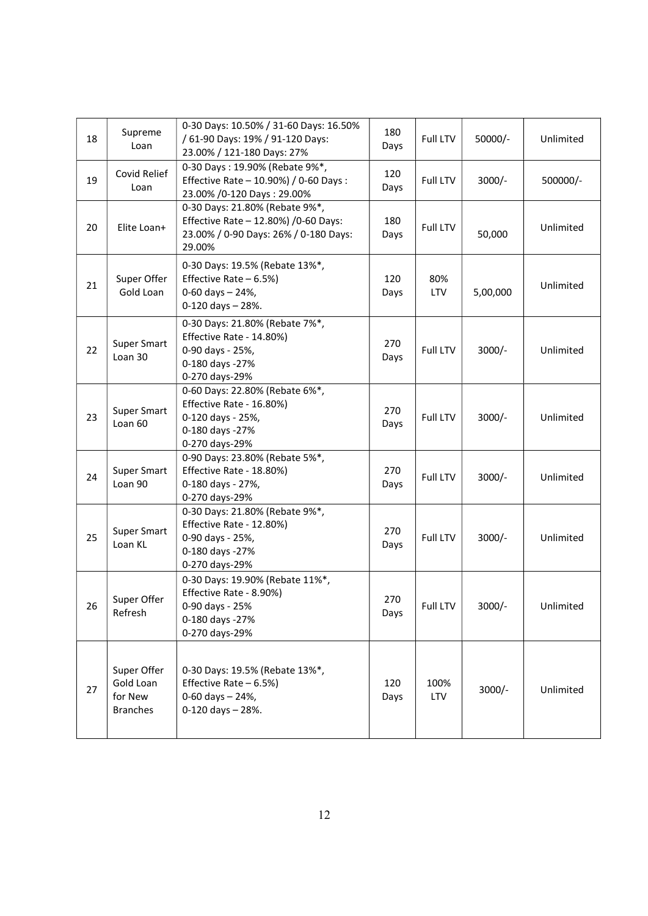| | | | | | | |
|---|---|---|---|---|---|---|
| 18 | Supreme Loan | 0-30 Days: 10.50% / 31-60 Days: 16.50% / 61-90 Days: 19% / 91-120 Days: 23.00% / 121-180 Days: 27% | 180 Days | Full LTV | 50000/- | Unlimited |
| 19 | Covid Relief Loan | 0-30 Days : 19.90% (Rebate 9%*, Effective Rate – 10.90%) / 0-60 Days : 23.00% /0-120 Days : 29.00% | 120 Days | Full LTV | 3000/- | 500000/- |
| 20 | Elite Loan+ | 0-30 Days: 21.80% (Rebate 9%*, Effective Rate – 12.80%) /0-60 Days: 23.00% / 0-90 Days: 26% / 0-180 Days: 29.00% | 180 Days | Full LTV | 50,000 | Unlimited |
| 21 | Super Offer Gold Loan | 0-30 Days: 19.5% (Rebate 13%*, Effective Rate – 6.5%) 0-60 days – 24%, 0-120 days – 28%. | 120 Days | 80% LTV | 5,00,000 | Unlimited |
| 22 | Super Smart Loan 30 | 0-30 Days: 21.80% (Rebate 7%*, Effective Rate - 14.80%) 0-90 days - 25%, 0-180 days -27% 0-270 days-29% | 270 Days | Full LTV | 3000/- | Unlimited |
| 23 | Super Smart Loan 60 | 0-60 Days: 22.80% (Rebate 6%*, Effective Rate - 16.80%) 0-120 days - 25%, 0-180 days -27% 0-270 days-29% | 270 Days | Full LTV | 3000/- | Unlimited |
| 24 | Super Smart Loan 90 | 0-90 Days: 23.80% (Rebate 5%*, Effective Rate - 18.80%) 0-180 days - 27%, 0-270 days-29% | 270 Days | Full LTV | 3000/- | Unlimited |
| 25 | Super Smart Loan KL | 0-30 Days: 21.80% (Rebate 9%*, Effective Rate - 12.80%) 0-90 days - 25%, 0-180 days -27% 0-270 days-29% | 270 Days | Full LTV | 3000/- | Unlimited |
| 26 | Super Offer Refresh | 0-30 Days: 19.90% (Rebate 11%*, Effective Rate - 8.90%) 0-90 days - 25% 0-180 days -27% 0-270 days-29% | 270 Days | Full LTV | 3000/- | Unlimited |
| 27 | Super Offer Gold Loan for New Branches | 0-30 Days: 19.5% (Rebate 13%*, Effective Rate – 6.5%) 0-60 days – 24%, 0-120 days – 28%. | 120 Days | 100% LTV | 3000/- | Unlimited |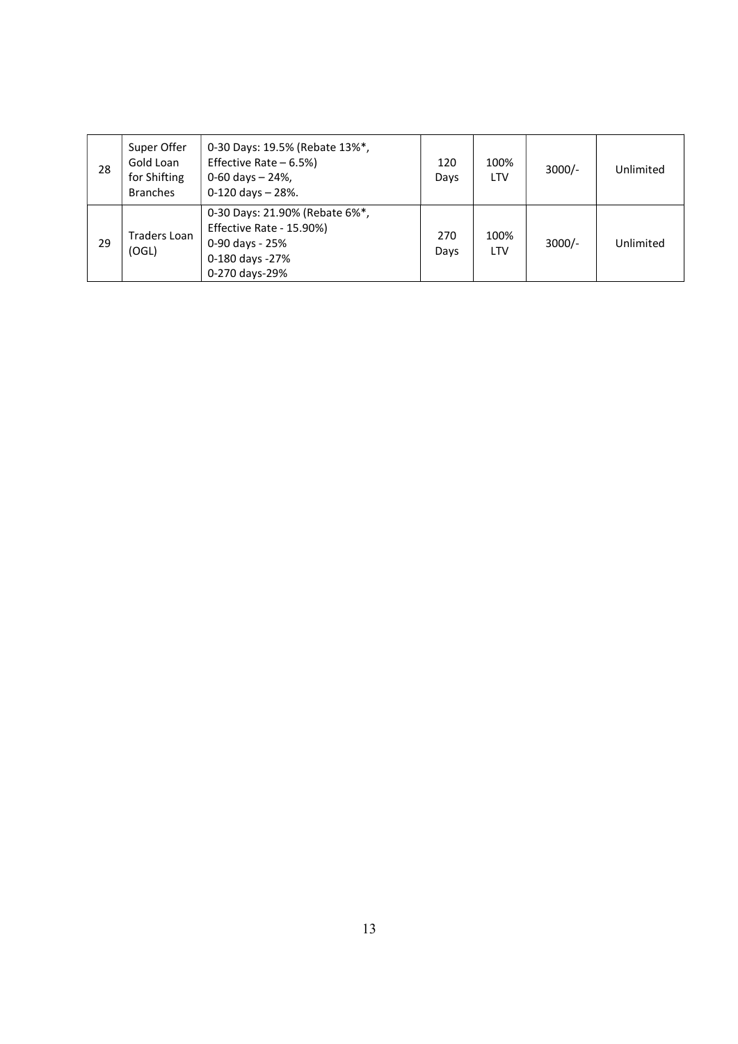| | | | | | | |
|---|---|---|---|---|---|---|
| 28 | Super Offer Gold Loan for Shifting Branches | 0-30 Days: 19.5% (Rebate 13%*, Effective Rate – 6.5%)<br>0-60 days – 24%,<br>0-120 days – 28%. | 120 Days | 100% LTV | 3000/- | Unlimited |
| 29 | Traders Loan (OGL) | 0-30 Days: 21.90% (Rebate 6%*, Effective Rate - 15.90%)<br>0-90 days - 25%<br>0-180 days -27%<br>0-270 days-29% | 270 Days | 100% LTV | 3000/- | Unlimited |